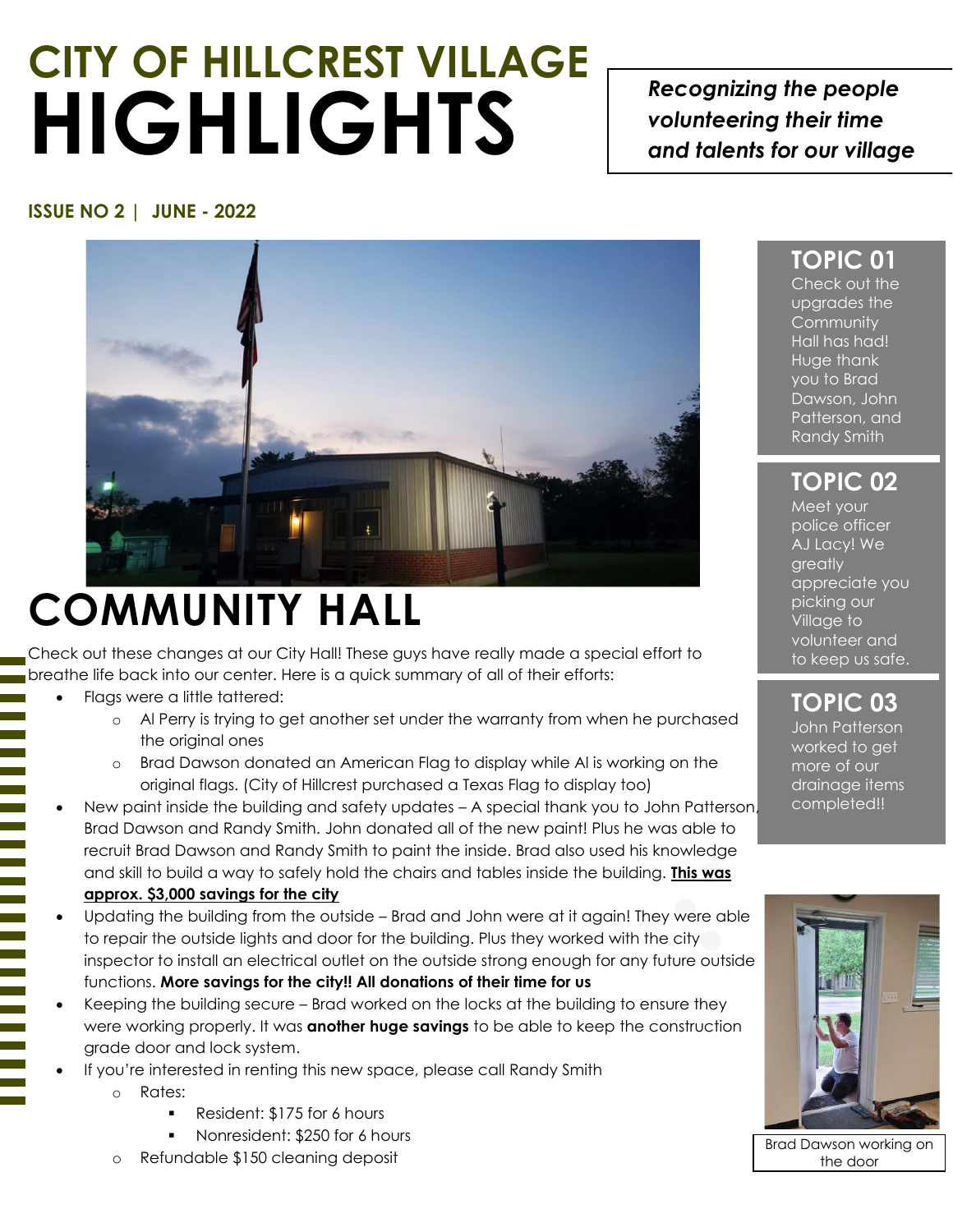# CITY OF HILLCREST VILLAGE
# HIGHLIGHTS

*Recognizing the people volunteering their time and talents for our village*

**ISSUE NO 2 | JUNE - 2022**

## COMMUNITY HALL

Check out these changes at our City Hall! These guys have really made a special effort to breathe the life back into our center. Here is a quick summary of all of their efforts:

- Flags were a little tattered:
  - Al Perry is trying to get another set under the warranty from when he purchased the original ones
  - Brad Dawson donated an American Flag to display while Al is working on the original flags. (City of Hillcrest purchased a Texas Flag to display too)
- New paint inside the building and safety updates – A special thank you to John Patterson, Brad Dawson and Randy Smith. John donated all of the new paint! Plus he was able to recruit Brad Dawson and Randy Smith to paint the inside. Brad also used his knowledge and skill to build a way to safely hold the chairs and tables inside the building. **This was approx. $3,000 savings for the city**
- Updating the building from the outside – Brad and John were at it again! They were able to repair the outside lights and door for the building. Plus they worked with the city inspector to install an electrical outlet on the outside strong enough for any future outside functions. **More savings for the city!! All donations of their time for us**
- Keeping the building secure – Brad worked on the locks at the building to ensure they were working properly. It was **another huge savings** to be able to keep the construction grade door and lock system.
- If you're interested in renting this new space, please call Randy Smith
  - Rates:
    - Resident: $175 for 6 hours
    - Nonresident: $250 for 6 hours
  - Refundable $150 cleaning deposit

## TOPIC 01

Check out the upgrades the Community Hall has had! Huge thank you to Brad Dawson, John Patterson, and Randy Smith

## TOPIC 02

Meet your police officer AJ Lacy! We greatly appreciate you picking our Village to volunteer and to keep us safe.

## TOPIC 03

John Patterson worked to get more of our drainage items completed!!

Brad Dawson working on the door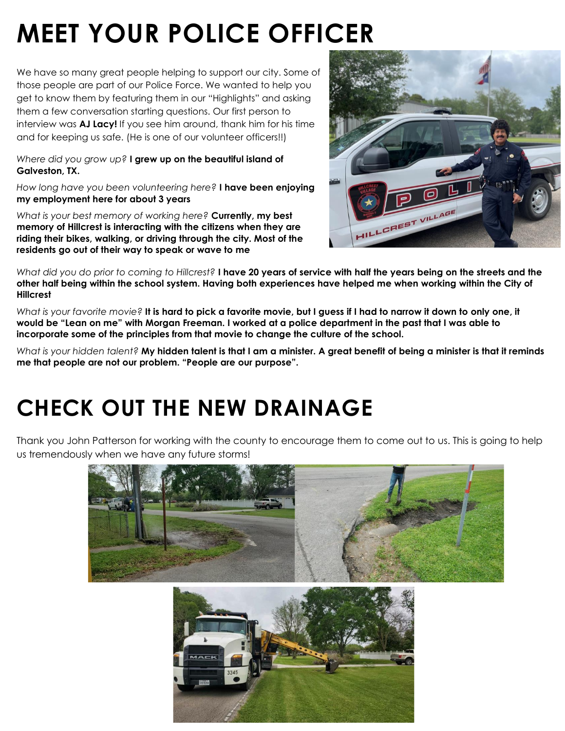# MEET YOUR POLICE OFFICER

We have so many great people helping to support our city. Some of those people are part of our Police Force. We wanted to help you get to know them by featuring them in our "Highlights" and asking them a few conversation starting questions. Our first person to interview was **AJ Lacy!** If you see him around, thank him for his time and for keeping us safe. (He is one of our volunteer officers!!)

*Where did you grow up?* **I grew up on the beautiful island of Galveston, TX.**

*How long have you been volunteering here?* **I have been enjoying my employment here for about 3 years**

*What is your best memory of working here?* **Currently, my best memory of Hillcrest is interacting with the citizens when they are riding their bikes, walking, or driving through the city. Most of the residents go out of their way to speak or wave to me**

*What did you do prior to coming to Hillcrest?* **I have 20 years of service with half the years being on the streets and the other half being within the school system. Having both experiences have helped me when working within the City of Hillcrest**

*What is your favorite movie?* **It is hard to pick a favorite movie, but I guess if I had to narrow it down to only one, it would be "Lean on me" with Morgan Freeman. I worked at a police department in the past that I was able to incorporate some of the principles from that movie to change the culture of the school.**

*What is your hidden talent?* **My hidden talent is that I am a minister. A great benefit of being a minister is that it reminds me that people are not our problem. "People are our purpose".**

# CHECK OUT THE NEW DRAINAGE

Thank you John Patterson for working with the county to encourage them to come out to us. This is going to help us tremendously when we have any future storms!